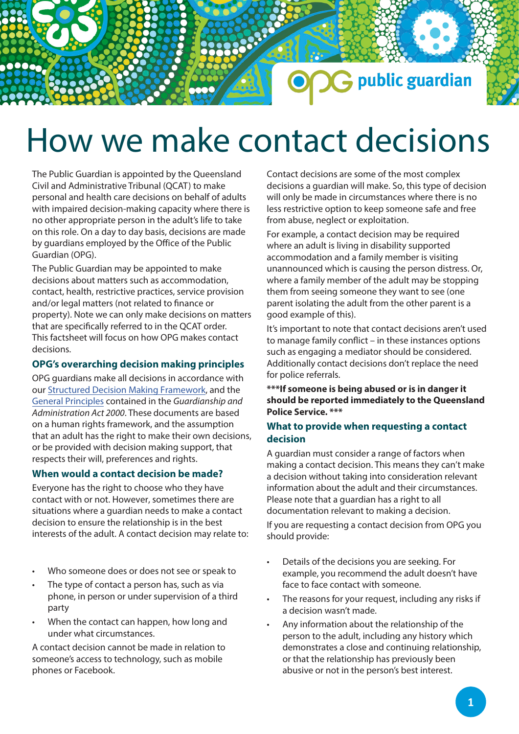# How we make contact decisions

The Public Guardian is appointed by the Queensland Civil and Administrative Tribunal (QCAT) to make personal and health care decisions on behalf of adults with impaired decision-making capacity where there is no other appropriate person in the adult's life to take on this role. On a day to day basis, decisions are made by guardians employed by the Office of the Public Guardian (OPG).

The Public Guardian may be appointed to make decisions about matters such as accommodation, contact, health, restrictive practices, service provision and/or legal matters (not related to finance or property). Note we can only make decisions on matters that are specifically referred to in the QCAT order. This factsheet will focus on how OPG makes contact decisions.

## OPG's overarching decision making principles

OPG guardians make all decisions in accordance with our Structured Decision Making Framework, and the General Principles contained in the *Guardianship and Administration Act 2000*. These documents are based on a human rights framework, and the assumption that an adult has the right to make their own decisions, or be provided with decision making support, that respects their will, preferences and rights.

## When would a contact decision be made?

Everyone has the right to choose who they have contact with or not. However, sometimes there are situations where a guardian needs to make a contact decision to ensure the relationship is in the best interests of the adult. A contact decision may relate to:

- Who someone does or does not see or speak to
- The type of contact a person has, such as via phone, in person or under supervision of a third party
- When the contact can happen, how long and under what circumstances.

A contact decision cannot be made in relation to someone's access to technology, such as mobile phones or Facebook.

Contact decisions are some of the most complex decisions a guardian will make. So, this type of decision will only be made in circumstances where there is no less restrictive option to keep someone safe and free from abuse, neglect or exploitation.

For example, a contact decision may be required where an adult is living in disability supported accommodation and a family member is visiting unannounced which is causing the person distress. Or, where a family member of the adult may be stopping them from seeing someone they want to see (one parent isolating the adult from the other parent is a good example of this).

It's important to note that contact decisions aren't used to manage family conflict – in these instances options such as engaging a mediator should be considered. Additionally contact decisions don't replace the need for police referrals.

**\*\*\*If someone is being abused or is in danger it should be reported immediately to the Queensland Police Service. \*\*\***

## What to provide when requesting a contact decision

A guardian must consider a range of factors when making a contact decision. This means they can't make a decision without taking into consideration relevant information about the adult and their circumstances. Please note that a guardian has a right to all documentation relevant to making a decision.

If you are requesting a contact decision from OPG you should provide:

- Details of the decisions you are seeking. For example, you recommend the adult doesn't have face to face contact with someone.
- The reasons for your request, including any risks if a decision wasn't made.
- Any information about the relationship of the person to the adult, including any history which demonstrates a close and continuing relationship, or that the relationship has previously been abusive or not in the person's best interest.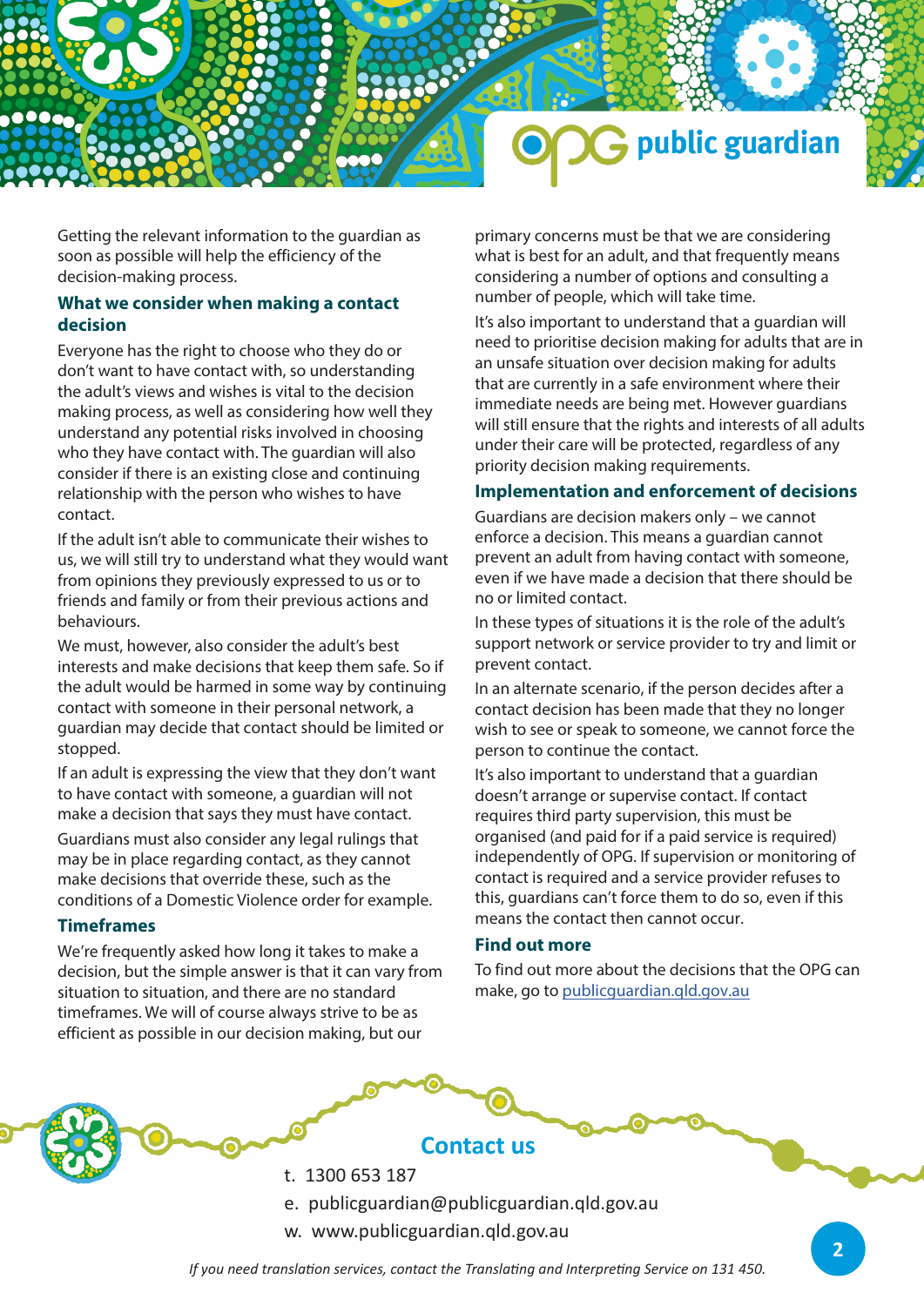Getting the relevant information to the guardian as soon as possible will help the efficiency of the decision-making process.

### What we consider when making a contact decision

Everyone has the right to choose who they do or don't want to have contact with, so understanding the adult's views and wishes is vital to the decision making process, as well as considering how well they understand any potential risks involved in choosing who they have contact with. The guardian will also consider if there is an existing close and continuing relationship with the person who wishes to have contact.

If the adult isn't able to communicate their wishes to us, we will still try to understand what they would want from opinions they previously expressed to us or to friends and family or from their previous actions and behaviours.

We must, however, also consider the adult's best interests and make decisions that keep them safe. So if the adult would be harmed in some way by continuing contact with someone in their personal network, a guardian may decide that contact should be limited or stopped.

If an adult is expressing the view that they don't want to have contact with someone, a guardian will not make a decision that says they must have contact.

Guardians must also consider any legal rulings that may be in place regarding contact, as they cannot make decisions that override these, such as the conditions of a Domestic Violence order for example.

### Timeframes

We're frequently asked how long it takes to make a decision, but the simple answer is that it can vary from situation to situation, and there are no standard timeframes. We will of course always strive to be as efficient as possible in our decision making, but our primary concerns must be that we are considering what is best for an adult, and that frequently means considering a number of options and consulting a number of people, which will take time.

It's also important to understand that a guardian will need to prioritise decision making for adults that are in an unsafe situation over decision making for adults that are currently in a safe environment where their immediate needs are being met. However guardians will still ensure that the rights and interests of all adults under their care will be protected, regardless of any priority decision making requirements.

### Implementation and enforcement of decisions

Guardians are decision makers only – we cannot enforce a decision. This means a guardian cannot prevent an adult from having contact with someone, even if we have made a decision that there should be no or limited contact.

In these types of situations it is the role of the adult's support network or service provider to try and limit or prevent contact.

In an alternate scenario, if the person decides after a contact decision has been made that they no longer wish to see or speak to someone, we cannot force the person to continue the contact.

It's also important to understand that a guardian doesn't arrange or supervise contact. If contact requires third party supervision, this must be organised (and paid for if a paid service is required) independently of OPG. If supervision or monitoring of contact is required and a service provider refuses to this, guardians can't force them to do so, even if this means the contact then cannot occur.

### Find out more

To find out more about the decisions that the OPG can make, go to publicguardian.qld.gov.au

## Contact us

t. 1300 653 187

e. publicguardian@publicguardian.qld.gov.au

w. www.publicguardian.qld.gov.au

*If you need translation services, contact the Translating and Interpreting Service on 131 450.*